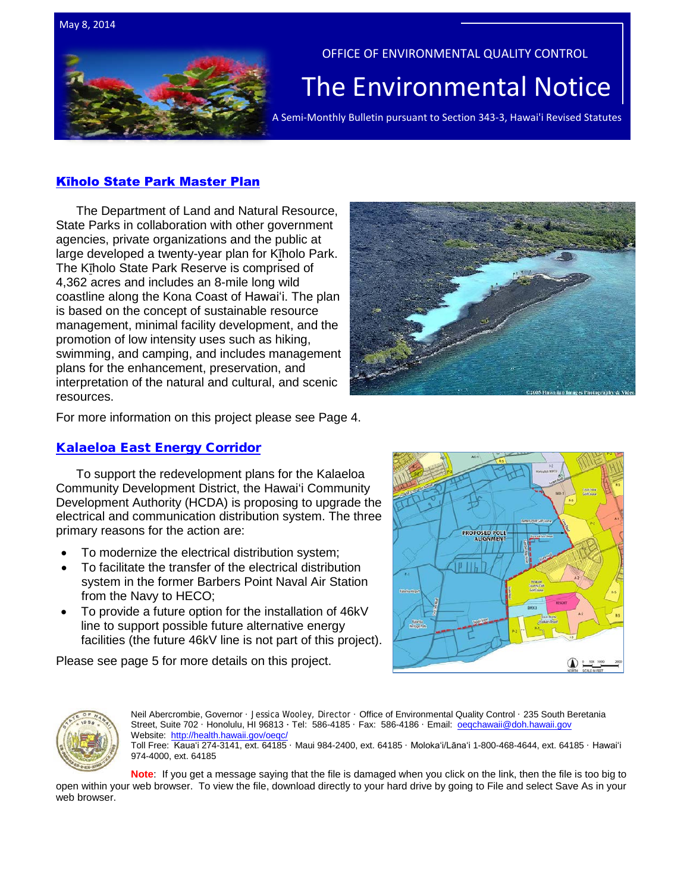May 8, 2014

OFFICE OF ENVIRONMENTAL QUALITY CONTROL

# The Environmental Notice

A Semi-Monthly Bulletin pursuant to Section 343-3, Hawai'i Revised Statutes

## Kīholo State Park Master Plan

The Department of Land and Natural Resource, State Parks in collaboration with other government agencies, private organizations and the public at large developed a twenty-year plan for Kīholo Park. The Kīholo State Park Reserve is comprised of 4,362 acres and includes an 8-mile long wild coastline along the Kona Coast of Hawaiʻi. The plan is based on the concept of sustainable resource management, minimal facility development, and the promotion of low intensity uses such as hiking, swimming, and camping, and includes management plans for the enhancement, preservation, and interpretation of the natural and cultural, and scenic resources.

For more information on this project please see Page 4.

## Kalaeloa East Energy Corridor

To support the redevelopment plans for the Kalaeloa Community Development District, the Hawaiʻi Community Development Authority (HCDA) is proposing to upgrade the electrical and communication distribution system. The three primary reasons for the action are:

- To modernize the electrical distribution system;
- To facilitate the transfer of the electrical distribution system in the former Barbers Point Naval Air Station from the Navy to HECO;
- To provide a future option for the installation of 46kV line to support possible future alternative energy facilities (the future 46kV line is not part of this project).

Please see page 5 for more details on this project.

Neil Abercrombie, Governor · Jessica Wooley, Director · Office of Environmental Quality Control · 235 South Beretania Street, Suite 702 · Honolulu, HI 96813 · Tel: 586-4185 · Fax: 586-4186 · Email: oeqchawaii@doh.hawaii.gov
Website: http://health.hawaii.gov/oeqc/
Toll Free: Kauaʻi 274-3141, ext. 64185 · Maui 984-2400, ext. 64185 · Molokaʻi/Lānaʻi 1-800-468-4644, ext. 64185 · Hawaiʻi 974-4000, ext. 64185

**Note**: If you get a message saying that the file is damaged when you click on the link, then the file is too big to open within your web browser. To view the file, download directly to your hard drive by going to File and select Save As in your web browser.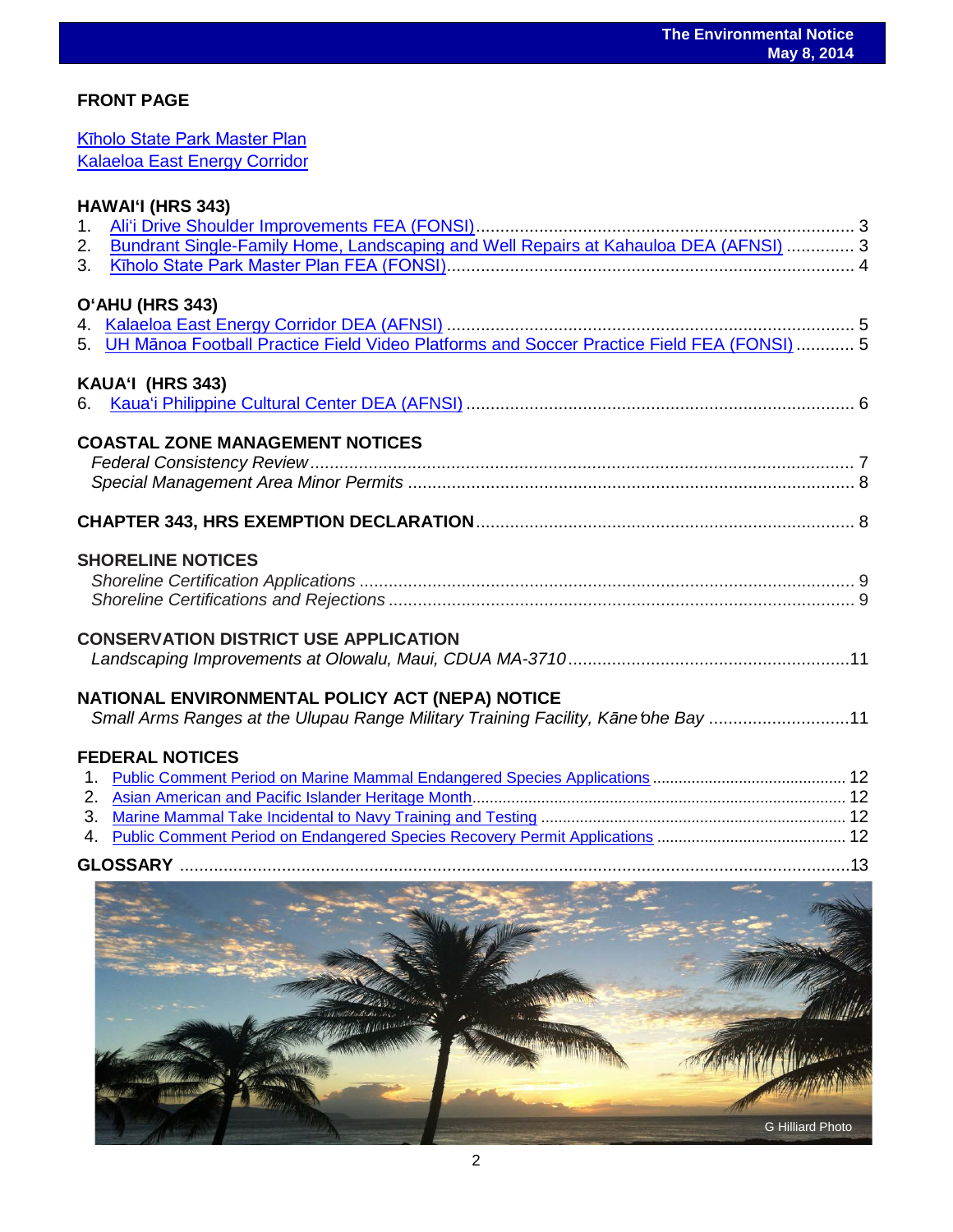## FRONT PAGE

[Kīholo State Park Master Plan](#)
[Kalaeloa East Energy Corridor](#)

## HAWAIʻI (HRS 343)

1. Aliʻi Drive Shoulder Improvements FEA (FONSI) .......... 3
2. Bundrant Single-Family Home, Landscaping and Well Repairs at Kahauloa DEA (AFNSI) .......... 3
3. Kīholo State Park Master Plan FEA (FONSI) .......... 4

## OʻAHU (HRS 343)

4. Kalaeloa East Energy Corridor DEA (AFNSI) .......... 5
5. UH Mānoa Football Practice Field Video Platforms and Soccer Practice Field FEA (FONSI) .......... 5

## KAUAʻI (HRS 343)

6. Kauaʻi Philippine Cultural Center DEA (AFNSI) .......... 6

## COASTAL ZONE MANAGEMENT NOTICES

*Federal Consistency Review* .......... 7
*Special Management Area Minor Permits* .......... 8

## CHAPTER 343, HRS EXEMPTION DECLARATION .......... 8

## SHORELINE NOTICES

*Shoreline Certification Applications* .......... 9
*Shoreline Certifications and Rejections* .......... 9

## CONSERVATION DISTRICT USE APPLICATION

*Landscaping Improvements at Olowalu, Maui, CDUA MA-3710* .......... 11

## NATIONAL ENVIRONMENTAL POLICY ACT (NEPA) NOTICE

*Small Arms Ranges at the Ulupau Range Military Training Facility, Kāneʻohe Bay* .......... 11

## FEDERAL NOTICES

1. Public Comment Period on Marine Mammal Endangered Species Applications .......... 12
2. Asian American and Pacific Islander Heritage Month .......... 12
3. Marine Mammal Take Incidental to Navy Training and Testing .......... 12
4. Public Comment Period on Endangered Species Recovery Permit Applications .......... 12

## GLOSSARY .......... 13

G Hilliard Photo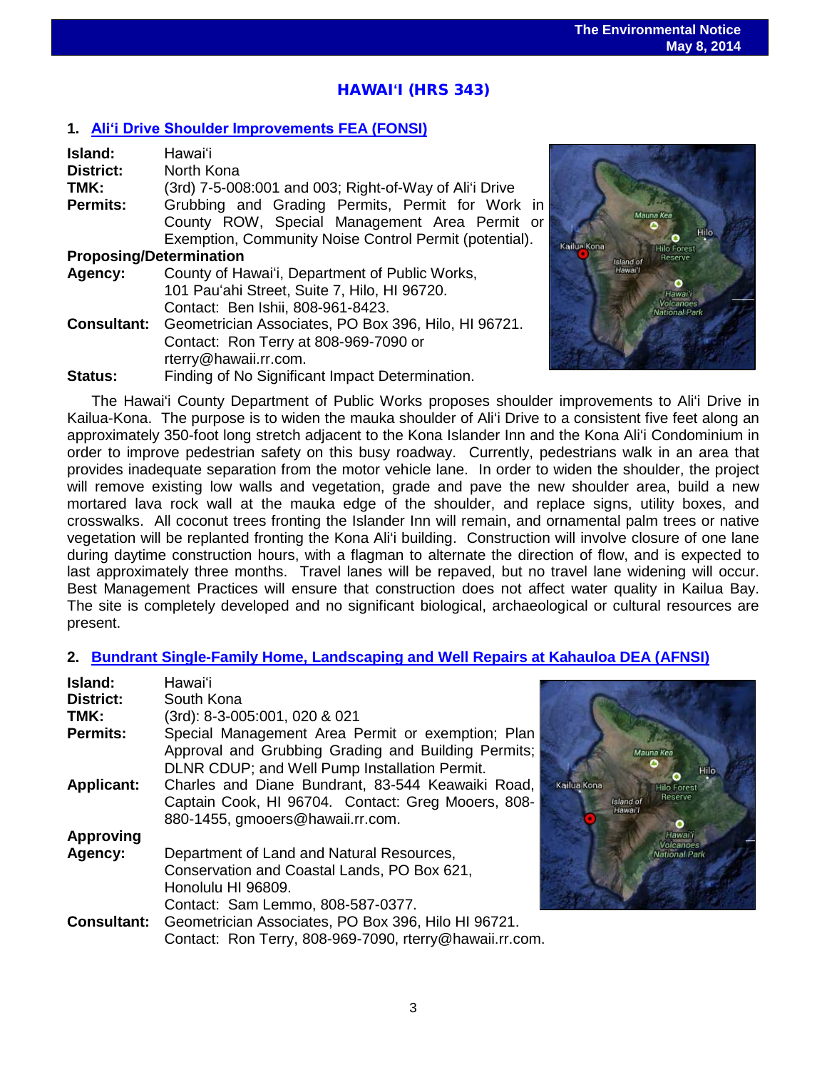## HAWAIʻI (HRS 343)

### 1. Aliʻi Drive Shoulder Improvements FEA (FONSI)

**Island:** Hawaiʻi
**District:** North Kona
**TMK:** (3rd) 7-5-008:001 and 003; Right-of-Way of Aliʻi Drive
**Permits:** Grubbing and Grading Permits, Permit for Work in County ROW, Special Management Area Permit or Exemption, Community Noise Control Permit (potential).
**Proposing/Determination Agency:** County of Hawaiʻi, Department of Public Works, 101 Pauʻahi Street, Suite 7, Hilo, HI 96720. Contact: Ben Ishii, 808-961-8423.
**Consultant:** Geometrician Associates, PO Box 396, Hilo, HI 96721. Contact: Ron Terry at 808-969-7090 or rterry@hawaii.rr.com.
**Status:** Finding of No Significant Impact Determination.

The Hawaiʻi County Department of Public Works proposes shoulder improvements to Aliʻi Drive in Kailua-Kona. The purpose is to widen the mauka shoulder of Aliʻi Drive to a consistent five feet along an approximately 350-foot long stretch adjacent to the Kona Islander Inn and the Kona Aliʻi Condominium in order to improve pedestrian safety on this busy roadway. Currently, pedestrians walk in an area that provides inadequate separation from the motor vehicle lane. In order to widen the shoulder, the project will remove existing low walls and vegetation, grade and pave the new shoulder area, build a new mortared lava rock wall at the mauka edge of the shoulder, and replace signs, utility boxes, and crosswalks. All coconut trees fronting the Islander Inn will remain, and ornamental palm trees or native vegetation will be replanted fronting the Kona Aliʻi building. Construction will involve closure of one lane during daytime construction hours, with a flagman to alternate the direction of flow, and is expected to last approximately three months. Travel lanes will be repaved, but no travel lane widening will occur. Best Management Practices will ensure that construction does not affect water quality in Kailua Bay. The site is completely developed and no significant biological, archaeological or cultural resources are present.

### 2. Bundrant Single-Family Home, Landscaping and Well Repairs at Kahauloa DEA (AFNSI)

**Island:** Hawaiʻi
**District:** South Kona
**TMK:** (3rd): 8-3-005:001, 020 & 021
**Permits:** Special Management Area Permit or exemption; Plan Approval and Grubbing Grading and Building Permits; DLNR CDUP; and Well Pump Installation Permit.
**Applicant:** Charles and Diane Bundrant, 83-544 Keawaiki Road, Captain Cook, HI 96704. Contact: Greg Mooers, 808-880-1455, gmooers@hawaii.rr.com.
**Approving Agency:** Department of Land and Natural Resources, Conservation and Coastal Lands, PO Box 621, Honolulu HI 96809. Contact: Sam Lemmo, 808-587-0377.
**Consultant:** Geometrician Associates, PO Box 396, Hilo HI 96721. Contact: Ron Terry, 808-969-7090, rterry@hawaii.rr.com.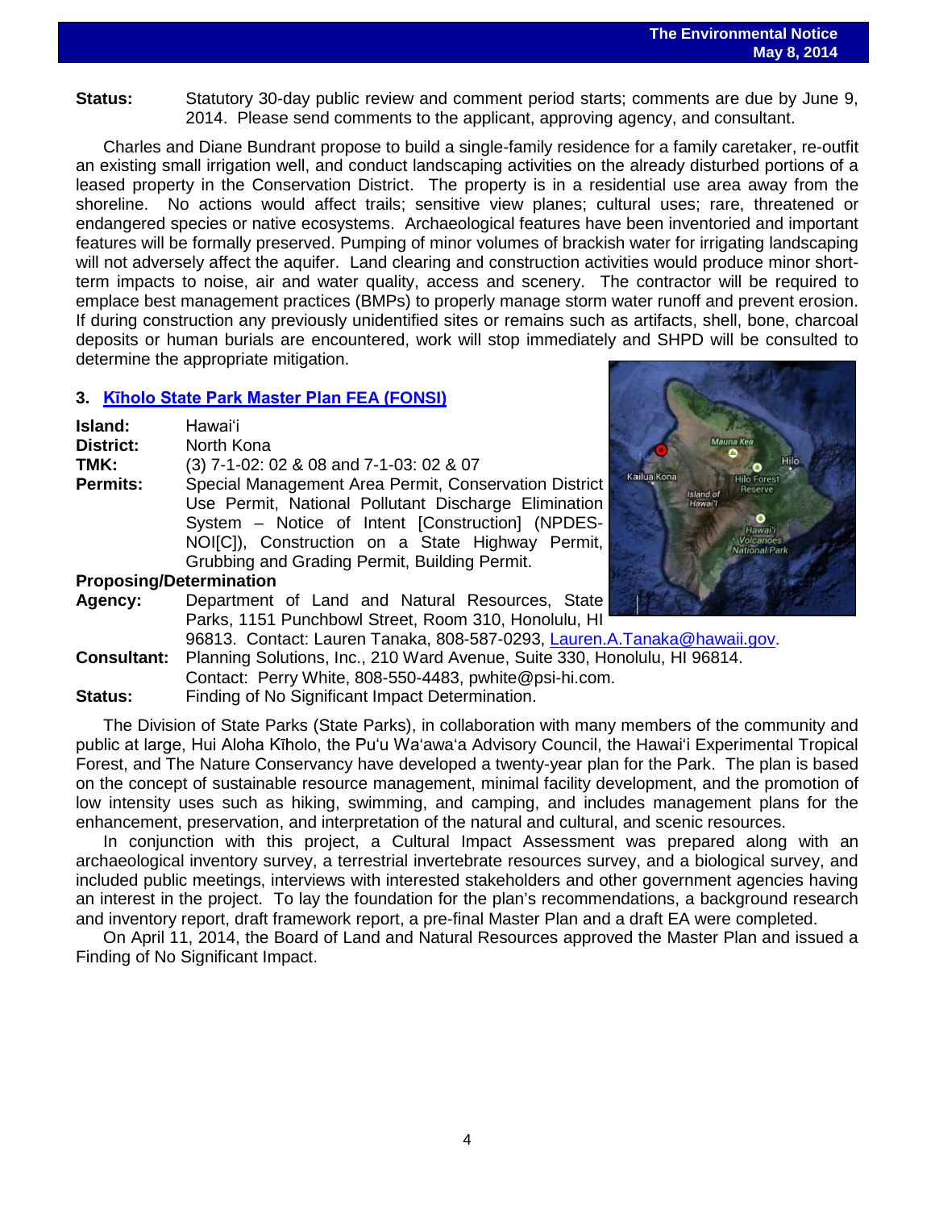**Status:** Statutory 30-day public review and comment period starts; comments are due by June 9, 2014. Please send comments to the applicant, approving agency, and consultant.

Charles and Diane Bundrant propose to build a single-family residence for a family caretaker, re-outfit an existing small irrigation well, and conduct landscaping activities on the already disturbed portions of a leased property in the Conservation District. The property is in a residential use area away from the shoreline. No actions would affect trails; sensitive view planes; cultural uses; rare, threatened or endangered species or native ecosystems. Archaeological features have been inventoried and important features will be formally preserved. Pumping of minor volumes of brackish water for irrigating landscaping will not adversely affect the aquifer. Land clearing and construction activities would produce minor short-term impacts to noise, air and water quality, access and scenery. The contractor will be required to emplace best management practices (BMPs) to properly manage storm water runoff and prevent erosion. If during construction any previously unidentified sites or remains such as artifacts, shell, bone, charcoal deposits or human burials are encountered, work will stop immediately and SHPD will be consulted to determine the appropriate mitigation.

### 3. Kīholo State Park Master Plan FEA (FONSI)

**Island:** Hawaiʻi
**District:** North Kona
**TMK:** (3) 7-1-02: 02 & 08 and 7-1-03: 02 & 07
**Permits:** Special Management Area Permit, Conservation District Use Permit, National Pollutant Discharge Elimination System – Notice of Intent [Construction] (NPDES-NOI[C]), Construction on a State Highway Permit, Grubbing and Grading Permit, Building Permit.
**Proposing/Determination Agency:** Department of Land and Natural Resources, State Parks, 1151 Punchbowl Street, Room 310, Honolulu, HI 96813. Contact: Lauren Tanaka, 808-587-0293, Lauren.A.Tanaka@hawaii.gov.
**Consultant:** Planning Solutions, Inc., 210 Ward Avenue, Suite 330, Honolulu, HI 96814. Contact: Perry White, 808-550-4483, pwhite@psi-hi.com.
**Status:** Finding of No Significant Impact Determination.

The Division of State Parks (State Parks), in collaboration with many members of the community and public at large, Hui Aloha Kīholo, the Puʻu Waʻawaʻa Advisory Council, the Hawaiʻi Experimental Tropical Forest, and The Nature Conservancy have developed a twenty-year plan for the Park. The plan is based on the concept of sustainable resource management, minimal facility development, and the promotion of low intensity uses such as hiking, swimming, and camping, and includes management plans for the enhancement, preservation, and interpretation of the natural and cultural, and scenic resources.

In conjunction with this project, a Cultural Impact Assessment was prepared along with an archaeological inventory survey, a terrestrial invertebrate resources survey, and a biological survey, and included public meetings, interviews with interested stakeholders and other government agencies having an interest in the project. To lay the foundation for the plan's recommendations, a background research and inventory report, draft framework report, a pre-final Master Plan and a draft EA were completed.

On April 11, 2014, the Board of Land and Natural Resources approved the Master Plan and issued a Finding of No Significant Impact.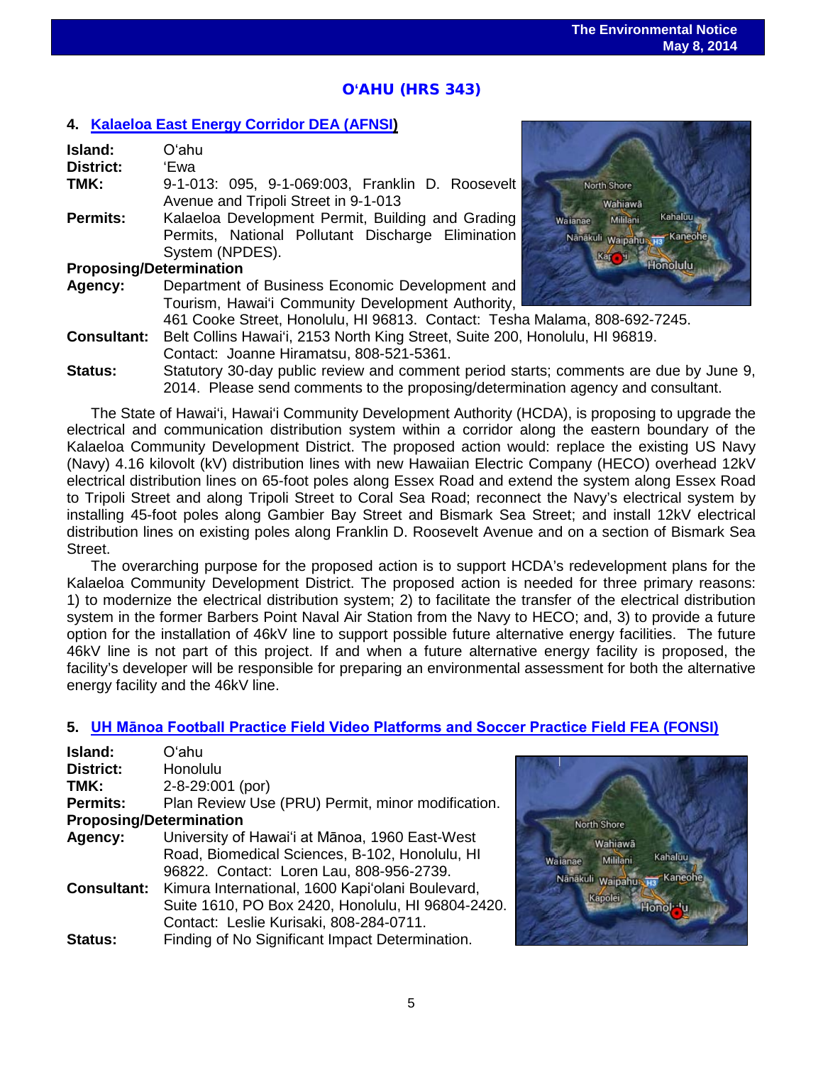## O'AHU (HRS 343)

### 4. Kalaeloa East Energy Corridor DEA (AFNSI)

**Island:** O'ahu
**District:** 'Ewa
**TMK:** 9-1-013: 095, 9-1-069:003, Franklin D. Roosevelt Avenue and Tripoli Street in 9-1-013
**Permits:** Kalaeloa Development Permit, Building and Grading Permits, National Pollutant Discharge Elimination System (NPDES).

**Proposing/Determination**
**Agency:** Department of Business Economic Development and Tourism, Hawai'i Community Development Authority, 461 Cooke Street, Honolulu, HI 96813. Contact: Tesha Malama, 808-692-7245.
**Consultant:** Belt Collins Hawai'i, 2153 North King Street, Suite 200, Honolulu, HI 96819. Contact: Joanne Hiramatsu, 808-521-5361.
**Status:** Statutory 30-day public review and comment period starts; comments are due by June 9, 2014. Please send comments to the proposing/determination agency and consultant.

The State of Hawai'i, Hawai'i Community Development Authority (HCDA), is proposing to upgrade the electrical and communication distribution system within a corridor along the eastern boundary of the Kalaeloa Community Development District. The proposed action would: replace the existing US Navy (Navy) 4.16 kilovolt (kV) distribution lines with new Hawaiian Electric Company (HECO) overhead 12kV electrical distribution lines on 65-foot poles along Essex Road and extend the system along Essex Road to Tripoli Street and along Tripoli Street to Coral Sea Road; reconnect the Navy's electrical system by installing 45-foot poles along Gambier Bay Street and Bismark Sea Street; and install 12kV electrical distribution lines on existing poles along Franklin D. Roosevelt Avenue and on a section of Bismark Sea Street.

The overarching purpose for the proposed action is to support HCDA's redevelopment plans for the Kalaeloa Community Development District. The proposed action is needed for three primary reasons: 1) to modernize the electrical distribution system; 2) to facilitate the transfer of the electrical distribution system in the former Barbers Point Naval Air Station from the Navy to HECO; and, 3) to provide a future option for the installation of 46kV line to support possible future alternative energy facilities. The future 46kV line is not part of this project. If and when a future alternative energy facility is proposed, the facility's developer will be responsible for preparing an environmental assessment for both the alternative energy facility and the 46kV line.

### 5. UH Mānoa Football Practice Field Video Platforms and Soccer Practice Field FEA (FONSI)

**Island:** O'ahu
**District:** Honolulu
**TMK:** 2-8-29:001 (por)
**Permits:** Plan Review Use (PRU) Permit, minor modification.

**Proposing/Determination**
**Agency:** University of Hawai'i at Mānoa, 1960 East-West Road, Biomedical Sciences, B-102, Honolulu, HI 96822. Contact: Loren Lau, 808-956-2739.
**Consultant:** Kimura International, 1600 Kapi'olani Boulevard, Suite 1610, PO Box 2420, Honolulu, HI 96804-2420. Contact: Leslie Kurisaki, 808-284-0711.
**Status:** Finding of No Significant Impact Determination.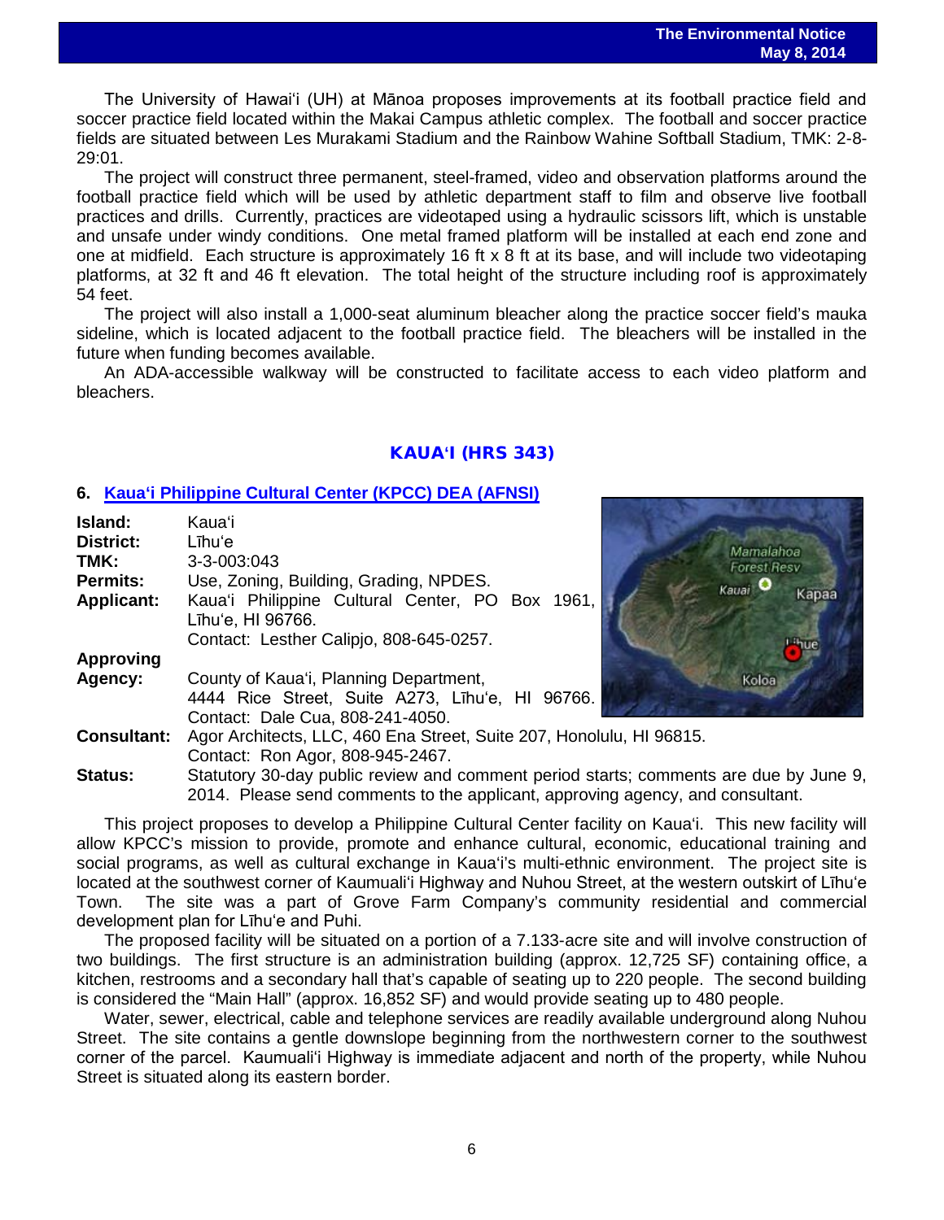The University of Hawai'i (UH) at Mānoa proposes improvements at its football practice field and soccer practice field located within the Makai Campus athletic complex. The football and soccer practice fields are situated between Les Murakami Stadium and the Rainbow Wahine Softball Stadium, TMK: 2-8-29:01.

The project will construct three permanent, steel-framed, video and observation platforms around the football practice field which will be used by athletic department staff to film and observe live football practices and drills. Currently, practices are videotaped using a hydraulic scissors lift, which is unstable and unsafe under windy conditions. One metal framed platform will be installed at each end zone and one at midfield. Each structure is approximately 16 ft x 8 ft at its base, and will include two videotaping platforms, at 32 ft and 46 ft elevation. The total height of the structure including roof is approximately 54 feet.

The project will also install a 1,000-seat aluminum bleacher along the practice soccer field's mauka sideline, which is located adjacent to the football practice field. The bleachers will be installed in the future when funding becomes available.

An ADA-accessible walkway will be constructed to facilitate access to each video platform and bleachers.

## KAUA'I (HRS 343)

### 6. Kaua'i Philippine Cultural Center (KPCC) DEA (AFNSI)

**Island:** Kaua'i
**District:** Līhu'e
**TMK:** 3-3-003:043
**Permits:** Use, Zoning, Building, Grading, NPDES.
**Applicant:** Kaua'i Philippine Cultural Center, PO Box 1961, Līhu'e, HI 96766.
Contact: Lesther Calipjo, 808-645-0257.
**Approving Agency:** County of Kaua'i, Planning Department, 4444 Rice Street, Suite A273, Līhu'e, HI 96766.
Contact: Dale Cua, 808-241-4050.
**Consultant:** Agor Architects, LLC, 460 Ena Street, Suite 207, Honolulu, HI 96815.
Contact: Ron Agor, 808-945-2467.
**Status:** Statutory 30-day public review and comment period starts; comments are due by June 9, 2014. Please send comments to the applicant, approving agency, and consultant.

This project proposes to develop a Philippine Cultural Center facility on Kaua'i. This new facility will allow KPCC's mission to provide, promote and enhance cultural, economic, educational training and social programs, as well as cultural exchange in Kaua'i's multi-ethnic environment. The project site is located at the southwest corner of Kaumuali'i Highway and Nuhou Street, at the western outskirt of Līhu'e Town. The site was a part of Grove Farm Company's community residential and commercial development plan for Līhu'e and Puhi.

The proposed facility will be situated on a portion of a 7.133-acre site and will involve construction of two buildings. The first structure is an administration building (approx. 12,725 SF) containing office, a kitchen, restrooms and a secondary hall that's capable of seating up to 220 people. The second building is considered the "Main Hall" (approx. 16,852 SF) and would provide seating up to 480 people.

Water, sewer, electrical, cable and telephone services are readily available underground along Nuhou Street. The site contains a gentle downslope beginning from the northwestern corner to the southwest corner of the parcel. Kaumuali'i Highway is immediate adjacent and north of the property, while Nuhou Street is situated along its eastern border.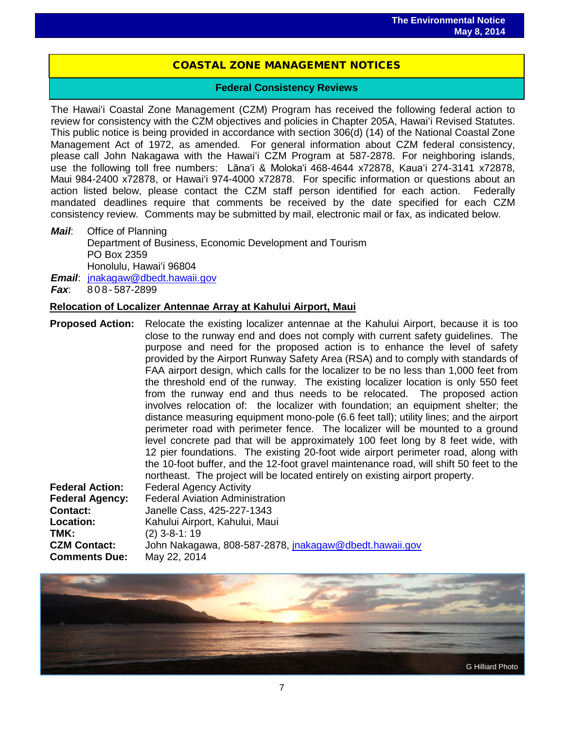## COASTAL ZONE MANAGEMENT NOTICES

### Federal Consistency Reviews

The Hawai'i Coastal Zone Management (CZM) Program has received the following federal action to review for consistency with the CZM objectives and policies in Chapter 205A, Hawai'i Revised Statutes. This public notice is being provided in accordance with section 306(d) (14) of the National Coastal Zone Management Act of 1972, as amended. For general information about CZM federal consistency, please call John Nakagawa with the Hawai'i CZM Program at 587-2878. For neighboring islands, use the following toll free numbers: Lāna'i & Moloka'i 468-4644 x72878, Kaua'i 274-3141 x72878, Maui 984-2400 x72878, or Hawai'i 974-4000 x72878. For specific information or questions about an action listed below, please contact the CZM staff person identified for each action. Federally mandated deadlines require that comments be received by the date specified for each CZM consistency review. Comments may be submitted by mail, electronic mail or fax, as indicated below.

***Mail***: Office of Planning
Department of Business, Economic Development and Tourism
PO Box 2359
Honolulu, Hawai'i 96804

***Email***: jnakagaw@dbedt.hawaii.gov

***Fax***: 808-587-2899

**Relocation of Localizer Antennae Array at Kahului Airport, Maui**

**Proposed Action:** Relocate the existing localizer antennae at the Kahului Airport, because it is too close to the runway end and does not comply with current safety guidelines. The purpose and need for the proposed action is to enhance the level of safety provided by the Airport Runway Safety Area (RSA) and to comply with standards of FAA airport design, which calls for the localizer to be no less than 1,000 feet from the threshold end of the runway. The existing localizer location is only 550 feet from the runway end and thus needs to be relocated. The proposed action involves relocation of: the localizer with foundation; an equipment shelter; the distance measuring equipment mono-pole (6.6 feet tall); utility lines; and the airport perimeter road with perimeter fence. The localizer will be mounted to a ground level concrete pad that will be approximately 100 feet long by 8 feet wide, with 12 pier foundations. The existing 20-foot wide airport perimeter road, along with the 10-foot buffer, and the 12-foot gravel maintenance road, will shift 50 feet to the northeast. The project will be located entirely on existing airport property.

**Federal Action:** Federal Agency Activity
**Federal Agency:** Federal Aviation Administration
**Contact:** Janelle Cass, 425-227-1343
**Location:** Kahului Airport, Kahului, Maui
**TMK:** (2) 3-8-1: 19
**CZM Contact:** John Nakagawa, 808-587-2878, jnakagaw@dbedt.hawaii.gov
**Comments Due:** May 22, 2014

G Hilliard Photo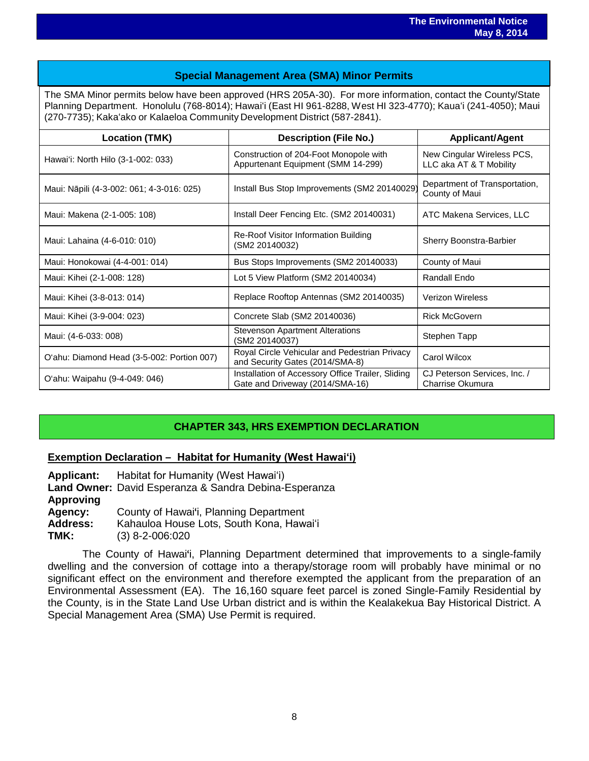## Special Management Area (SMA) Minor Permits

The SMA Minor permits below have been approved (HRS 205A-30). For more information, contact the County/State Planning Department. Honolulu (768-8014); Hawaiʻi (East HI 961-8288, West HI 323-4770); Kauaʻi (241-4050); Maui (270-7735); Kakaʻako or Kalaeloa Community Development District (587-2841).

| Location (TMK) | Description (File No.) | Applicant/Agent |
|---|---|---|
| Hawaiʻi: North Hilo (3-1-002: 033) | Construction of 204-Foot Monopole with Appurtenant Equipment (SMM 14-299) | New Cingular Wireless PCS, LLC aka AT & T Mobility |
| Maui: Nāpili (4-3-002: 061; 4-3-016: 025) | Install Bus Stop Improvements (SM2 20140029) | Department of Transportation, County of Maui |
| Maui: Makena (2-1-005: 108) | Install Deer Fencing Etc. (SM2 20140031) | ATC Makena Services, LLC |
| Maui: Lahaina (4-6-010: 010) | Re-Roof Visitor Information Building (SM2 20140032) | Sherry Boonstra-Barbier |
| Maui: Honokowai (4-4-001: 014) | Bus Stops Improvements (SM2 20140033) | County of Maui |
| Maui: Kihei (2-1-008: 128) | Lot 5 View Platform (SM2 20140034) | Randall Endo |
| Maui: Kihei (3-8-013: 014) | Replace Rooftop Antennas (SM2 20140035) | Verizon Wireless |
| Maui: Kihei (3-9-004: 023) | Concrete Slab (SM2 20140036) | Rick McGovern |
| Maui: (4-6-033: 008) | Stevenson Apartment Alterations (SM2 20140037) | Stephen Tapp |
| Oʻahu: Diamond Head (3-5-002: Portion 007) | Royal Circle Vehicular and Pedestrian Privacy and Security Gates (2014/SMA-8) | Carol Wilcox |
| Oʻahu: Waipahu (9-4-049: 046) | Installation of Accessory Office Trailer, Sliding Gate and Driveway (2014/SMA-16) | CJ Peterson Services, Inc. / Charrise Okumura |

## CHAPTER 343, HRS EXEMPTION DECLARATION

### Exemption Declaration – Habitat for Humanity (West Hawaiʻi)

**Applicant:** Habitat for Humanity (West Hawaiʻi)
**Land Owner:** David Esperanza & Sandra Debina-Esperanza
**Approving Agency:** County of Hawaiʻi, Planning Department
**Address:** Kahauloa House Lots, South Kona, Hawaiʻi
**TMK:** (3) 8-2-006:020

The County of Hawaiʻi, Planning Department determined that improvements to a single-family dwelling and the conversion of cottage into a therapy/storage room will probably have minimal or no significant effect on the environment and therefore exempted the applicant from the preparation of an Environmental Assessment (EA). The 16,160 square feet parcel is zoned Single-Family Residential by the County, is in the State Land Use Urban district and is within the Kealakekua Bay Historical District. A Special Management Area (SMA) Use Permit is required.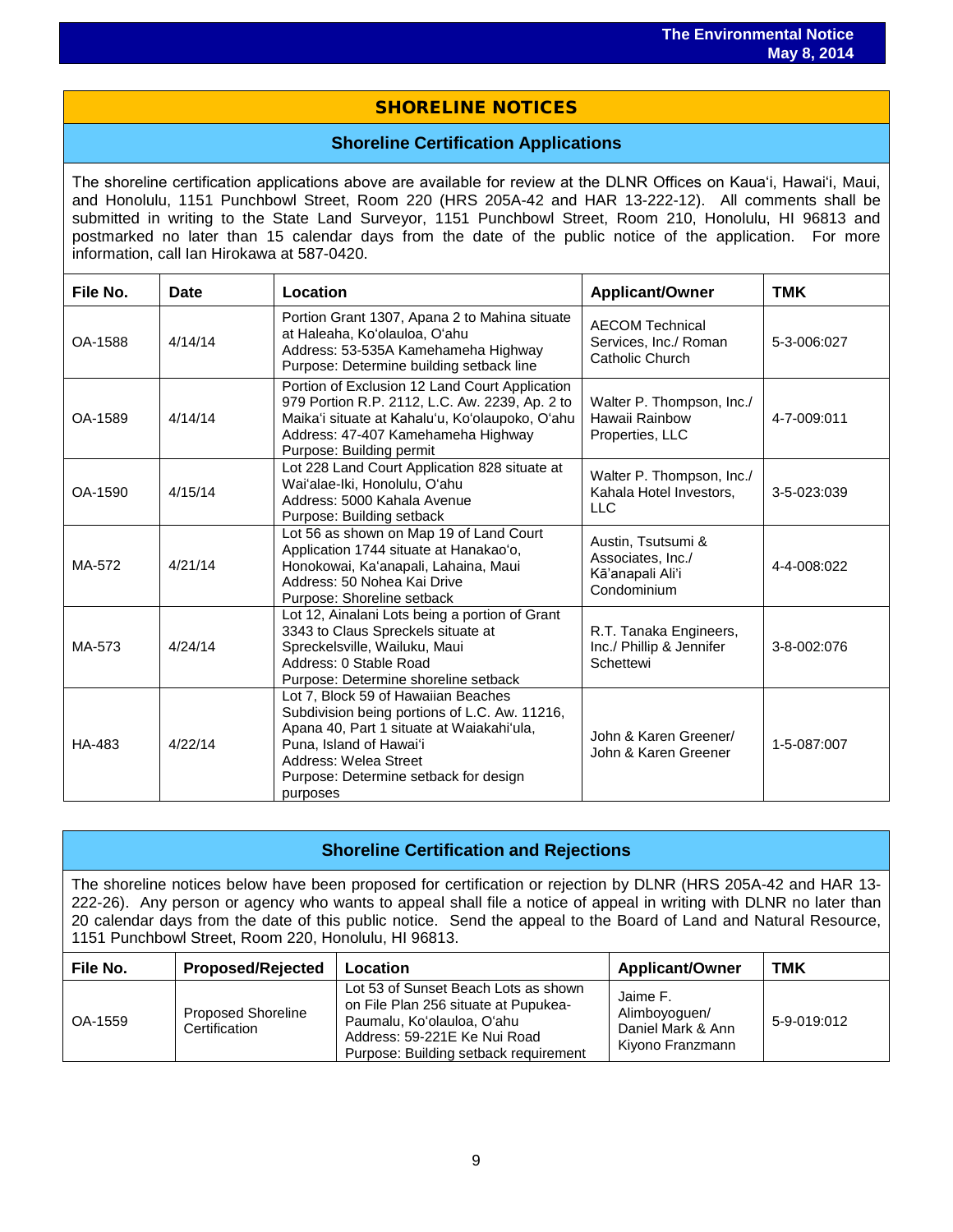# SHORELINE NOTICES

## Shoreline Certification Applications

The shoreline certification applications above are available for review at the DLNR Offices on Kauaʻi, Hawaiʻi, Maui, and Honolulu, 1151 Punchbowl Street, Room 220 (HRS 205A-42 and HAR 13-222-12). All comments shall be submitted in writing to the State Land Surveyor, 1151 Punchbowl Street, Room 210, Honolulu, HI 96813 and postmarked no later than 15 calendar days from the date of the public notice of the application. For more information, call Ian Hirokawa at 587-0420.

| File No. | Date | Location | Applicant/Owner | TMK |
|---|---|---|---|---|
| OA-1588 | 4/14/14 | Portion Grant 1307, Apana 2 to Mahina situate at Haleaha, Koʻolauloa, Oʻahu<br>Address: 53-535A Kamehameha Highway<br>Purpose: Determine building setback line | AECOM Technical Services, Inc./ Roman Catholic Church | 5-3-006:027 |
| OA-1589 | 4/14/14 | Portion of Exclusion 12 Land Court Application 979 Portion R.P. 2112, L.C. Aw. 2239, Ap. 2 to Maikaʻi situate at Kahaluʻu, Koʻolaupoko, Oʻahu<br>Address: 47-407 Kamehameha Highway<br>Purpose: Building permit | Walter P. Thompson, Inc./ Hawaii Rainbow Properties, LLC | 4-7-009:011 |
| OA-1590 | 4/15/14 | Lot 228 Land Court Application 828 situate at Waiʻalae-Iki, Honolulu, Oʻahu<br>Address: 5000 Kahala Avenue<br>Purpose: Building setback | Walter P. Thompson, Inc./ Kahala Hotel Investors, LLC | 3-5-023:039 |
| MA-572 | 4/21/14 | Lot 56 as shown on Map 19 of Land Court Application 1744 situate at Hanakaoʻo, Honokowai, Kaʻanapali, Lahaina, Maui<br>Address: 50 Nohea Kai Drive<br>Purpose: Shoreline setback | Austin, Tsutsumi & Associates, Inc./ Kāʻanapali Aliʻi Condominium | 4-4-008:022 |
| MA-573 | 4/24/14 | Lot 12, Ainalani Lots being a portion of Grant 3343 to Claus Spreckels situate at Spreckelsville, Wailuku, Maui<br>Address: 0 Stable Road<br>Purpose: Determine shoreline setback | R.T. Tanaka Engineers, Inc./ Phillip & Jennifer Schettewi | 3-8-002:076 |
| HA-483 | 4/22/14 | Lot 7, Block 59 of Hawaiian Beaches Subdivision being portions of L.C. Aw. 11216, Apana 40, Part 1 situate at Waiakahiʻula, Puna, Island of Hawaiʻi<br>Address: Welea Street<br>Purpose: Determine setback for design purposes | John & Karen Greener/ John & Karen Greener | 1-5-087:007 |

## Shoreline Certification and Rejections

The shoreline notices below have been proposed for certification or rejection by DLNR (HRS 205A-42 and HAR 13-222-26). Any person or agency who wants to appeal shall file a notice of appeal in writing with DLNR no later than 20 calendar days from the date of this public notice. Send the appeal to the Board of Land and Natural Resource, 1151 Punchbowl Street, Room 220, Honolulu, HI 96813.

| File No. | Proposed/Rejected | Location | Applicant/Owner | TMK |
|---|---|---|---|---|
| OA-1559 | Proposed Shoreline Certification | Lot 53 of Sunset Beach Lots as shown on File Plan 256 situate at Pupukea-Paumalu, Koʻolauloa, Oʻahu<br>Address: 59-221E Ke Nui Road<br>Purpose: Building setback requirement | Jaime F. Alimboyoguen/ Daniel Mark & Ann Kiyono Franzmann | 5-9-019:012 |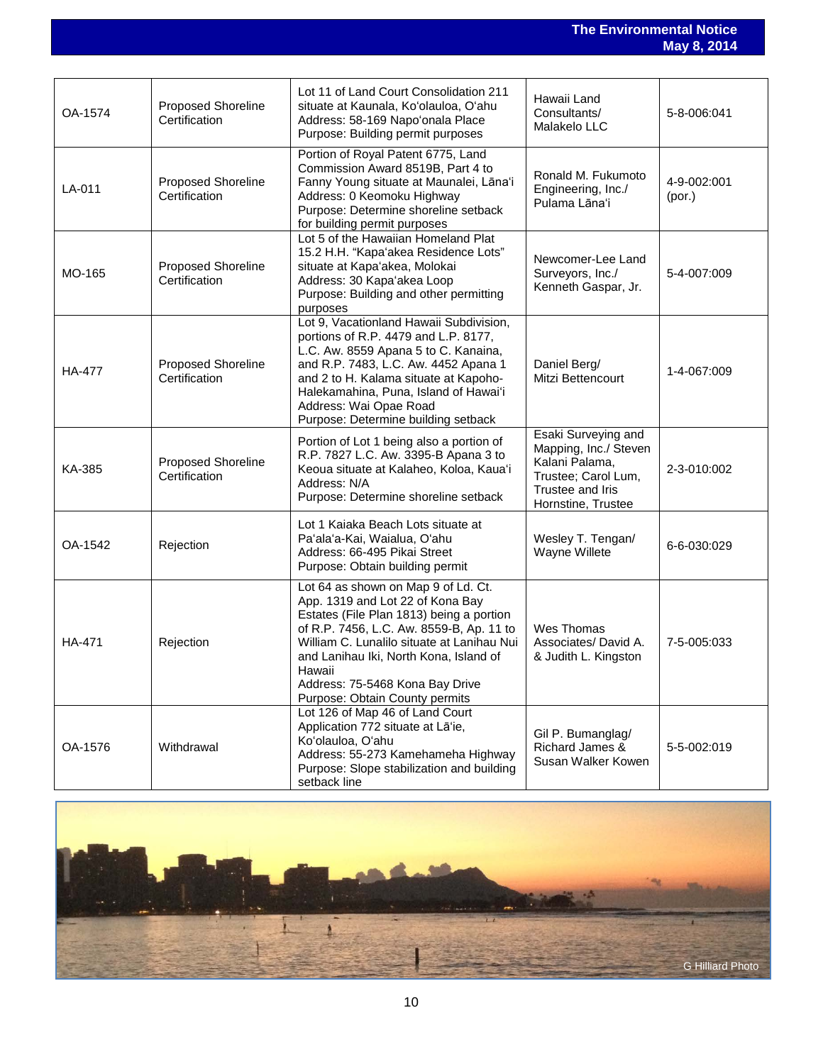| OA-1574 | Proposed Shoreline Certification | Lot 11 of Land Court Consolidation 211 situate at Kaunala, Ko'olauloa, O'ahu<br>Address: 58-169 Napo'onala Place<br>Purpose: Building permit purposes | Hawaii Land Consultants/ Malakelo LLC | 5-8-006:041 |
|---|---|---|---|---|
| LA-011 | Proposed Shoreline Certification | Portion of Royal Patent 6775, Land Commission Award 8519B, Part 4 to Fanny Young situate at Maunalei, Lāna'i<br>Address: 0 Keomoku Highway<br>Purpose: Determine shoreline setback for building permit purposes | Ronald M. Fukumoto Engineering, Inc./ Pulama Lāna'i | 4-9-002:001 (por.) |
| MO-165 | Proposed Shoreline Certification | Lot 5 of the Hawaiian Homeland Plat 15.2 H.H. "Kapa'akea Residence Lots" situate at Kapa'akea, Molokai<br>Address: 30 Kapa'akea Loop<br>Purpose: Building and other permitting purposes | Newcomer-Lee Land Surveyors, Inc./ Kenneth Gaspar, Jr. | 5-4-007:009 |
| HA-477 | Proposed Shoreline Certification | Lot 9, Vacationland Hawaii Subdivision, portions of R.P. 4479 and L.P. 8177, L.C. Aw. 8559 Apana 5 to C. Kanaina, and R.P. 7483, L.C. Aw. 4452 Apana 1 and 2 to H. Kalama situate at Kapoho-Halekamahina, Puna, Island of Hawai'i<br>Address: Wai Opae Road<br>Purpose: Determine building setback | Daniel Berg/ Mitzi Bettencourt | 1-4-067:009 |
| KA-385 | Proposed Shoreline Certification | Portion of Lot 1 being also a portion of R.P. 7827 L.C. Aw. 3395-B Apana 3 to Keoua situate at Kalaheo, Koloa, Kaua'i<br>Address: N/A<br>Purpose: Determine shoreline setback | Esaki Surveying and Mapping, Inc./ Steven Kalani Palama, Trustee; Carol Lum, Trustee and Iris Hornstine, Trustee | 2-3-010:002 |
| OA-1542 | Rejection | Lot 1 Kaiaka Beach Lots situate at Pa'ala'a-Kai, Waialua, O'ahu<br>Address: 66-495 Pikai Street<br>Purpose: Obtain building permit | Wesley T. Tengan/ Wayne Willete | 6-6-030:029 |
| HA-471 | Rejection | Lot 64 as shown on Map 9 of Ld. Ct. App. 1319 and Lot 22 of Kona Bay Estates (File Plan 1813) being a portion of R.P. 7456, L.C. Aw. 8559-B, Ap. 11 to William C. Lunalilo situate at Lanihau Nui and Lanihau Iki, North Kona, Island of Hawaii<br>Address: 75-5468 Kona Bay Drive<br>Purpose: Obtain County permits | Wes Thomas Associates/ David A. & Judith L. Kingston | 7-5-005:033 |
| OA-1576 | Withdrawal | Lot 126 of Map 46 of Land Court Application 772 situate at Lā'ie, Ko'olauloa, O'ahu<br>Address: 55-273 Kamehameha Highway<br>Purpose: Slope stabilization and building setback line | Gil P. Bumanglag/ Richard James & Susan Walker Kowen | 5-5-002:019 |

G Hilliard Photo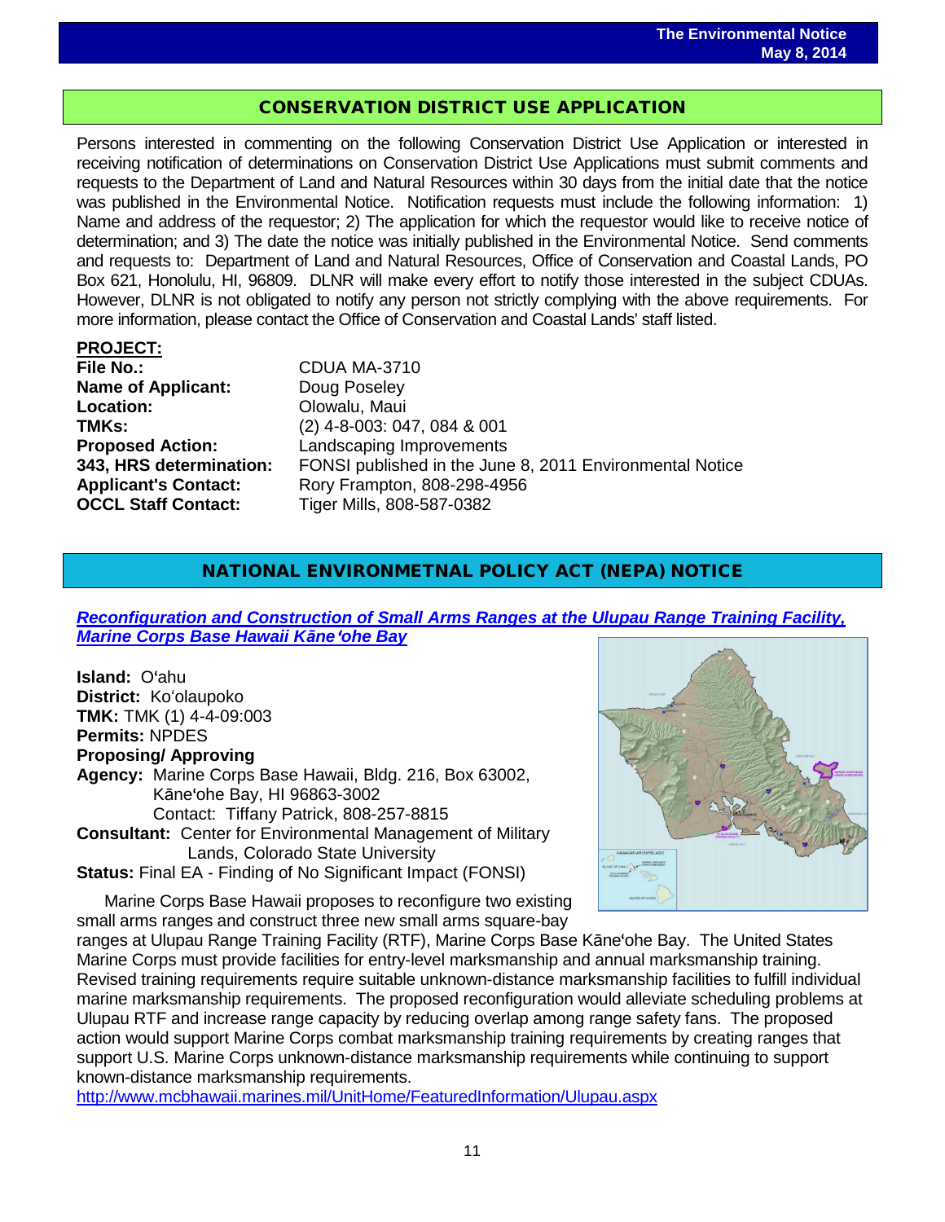## CONSERVATION DISTRICT USE APPLICATION

Persons interested in commenting on the following Conservation District Use Application or interested in receiving notification of determinations on Conservation District Use Applications must submit comments and requests to the Department of Land and Natural Resources within 30 days from the initial date that the notice was published in the Environmental Notice. Notification requests must include the following information: 1) Name and address of the requestor; 2) The application for which the requestor would like to receive notice of determination; and 3) The date the notice was initially published in the Environmental Notice. Send comments and requests to: Department of Land and Natural Resources, Office of Conservation and Coastal Lands, PO Box 621, Honolulu, HI, 96809. DLNR will make every effort to notify those interested in the subject CDUAs. However, DLNR is not obligated to notify any person not strictly complying with the above requirements. For more information, please contact the Office of Conservation and Coastal Lands' staff listed.

**PROJECT:**

**File No.:** CDUA MA-3710
**Name of Applicant:** Doug Poseley
**Location:** Olowalu, Maui
**TMKs:** (2) 4-8-003: 047, 084 & 001
**Proposed Action:** Landscaping Improvements
**343, HRS determination:** FONSI published in the June 8, 2011 Environmental Notice
**Applicant's Contact:** Rory Frampton, 808-298-4956
**OCCL Staff Contact:** Tiger Mills, 808-587-0382

## NATIONAL ENVIRONMETNAL POLICY ACT (NEPA) NOTICE

### *Reconfiguration and Construction of Small Arms Ranges at the Ulupau Range Training Facility, Marine Corps Base Hawaii Kāneʻohe Bay*

**Island:** Oʻahu
**District:** Koʻolaupoko
**TMK:** TMK (1) 4-4-09:003
**Permits:** NPDES
**Proposing/ Approving**
**Agency:** Marine Corps Base Hawaii, Bldg. 216, Box 63002, Kāneʻohe Bay, HI 96863-3002
Contact: Tiffany Patrick, 808-257-8815
**Consultant:** Center for Environmental Management of Military Lands, Colorado State University
**Status:** Final EA - Finding of No Significant Impact (FONSI)

Marine Corps Base Hawaii proposes to reconfigure two existing small arms ranges and construct three new small arms square-bay ranges at Ulupau Range Training Facility (RTF), Marine Corps Base Kāneʻohe Bay. The United States Marine Corps must provide facilities for entry-level marksmanship and annual marksmanship training. Revised training requirements require suitable unknown-distance marksmanship facilities to fulfill individual marine marksmanship requirements. The proposed reconfiguration would alleviate scheduling problems at Ulupau RTF and increase range capacity by reducing overlap among range safety fans. The proposed action would support Marine Corps combat marksmanship training requirements by creating ranges that support U.S. Marine Corps unknown-distance marksmanship requirements while continuing to support known-distance marksmanship requirements.

http://www.mcbhawaii.marines.mil/UnitHome/FeaturedInformation/Ulupau.aspx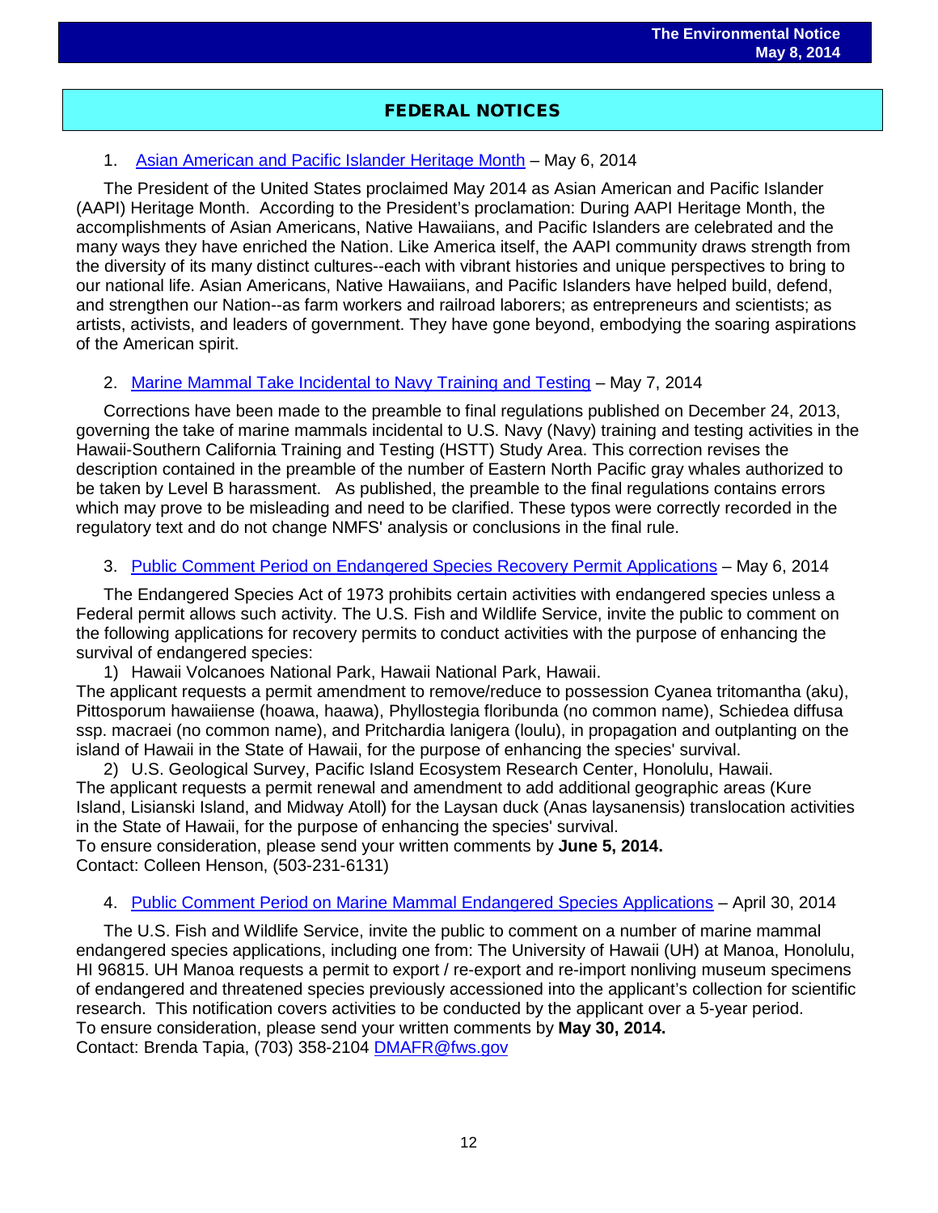## FEDERAL NOTICES

1. Asian American and Pacific Islander Heritage Month – May 6, 2014

The President of the United States proclaimed May 2014 as Asian American and Pacific Islander (AAPI) Heritage Month. According to the President's proclamation: During AAPI Heritage Month, the accomplishments of Asian Americans, Native Hawaiians, and Pacific Islanders are celebrated and the many ways they have enriched the Nation. Like America itself, the AAPI community draws strength from the diversity of its many distinct cultures--each with vibrant histories and unique perspectives to bring to our national life. Asian Americans, Native Hawaiians, and Pacific Islanders have helped build, defend, and strengthen our Nation--as farm workers and railroad laborers; as entrepreneurs and scientists; as artists, activists, and leaders of government. They have gone beyond, embodying the soaring aspirations of the American spirit.

2. Marine Mammal Take Incidental to Navy Training and Testing – May 7, 2014

Corrections have been made to the preamble to final regulations published on December 24, 2013, governing the take of marine mammals incidental to U.S. Navy (Navy) training and testing activities in the Hawaii-Southern California Training and Testing (HSTT) Study Area. This correction revises the description contained in the preamble of the number of Eastern North Pacific gray whales authorized to be taken by Level B harassment. As published, the preamble to the final regulations contains errors which may prove to be misleading and need to be clarified. These typos were correctly recorded in the regulatory text and do not change NMFS' analysis or conclusions in the final rule.

3. Public Comment Period on Endangered Species Recovery Permit Applications – May 6, 2014

The Endangered Species Act of 1973 prohibits certain activities with endangered species unless a Federal permit allows such activity. The U.S. Fish and Wildlife Service, invite the public to comment on the following applications for recovery permits to conduct activities with the purpose of enhancing the survival of endangered species:

1) Hawaii Volcanoes National Park, Hawaii National Park, Hawaii.
The applicant requests a permit amendment to remove/reduce to possession Cyanea tritomantha (aku), Pittosporum hawaiiense (hoawa, haawa), Phyllostegia floribunda (no common name), Schiedea diffusa ssp. macraei (no common name), and Pritchardia lanigera (loulu), in propagation and outplanting on the island of Hawaii in the State of Hawaii, for the purpose of enhancing the species' survival.

2) U.S. Geological Survey, Pacific Island Ecosystem Research Center, Honolulu, Hawaii.
The applicant requests a permit renewal and amendment to add additional geographic areas (Kure Island, Lisianski Island, and Midway Atoll) for the Laysan duck (Anas laysanensis) translocation activities in the State of Hawaii, for the purpose of enhancing the species' survival.

To ensure consideration, please send your written comments by **June 5, 2014.**
Contact: Colleen Henson, (503-231-6131)

4. Public Comment Period on Marine Mammal Endangered Species Applications – April 30, 2014

The U.S. Fish and Wildlife Service, invite the public to comment on a number of marine mammal endangered species applications, including one from: The University of Hawaii (UH) at Manoa, Honolulu, HI 96815. UH Manoa requests a permit to export / re-export and re-import nonliving museum specimens of endangered and threatened species previously accessioned into the applicant's collection for scientific research. This notification covers activities to be conducted by the applicant over a 5-year period.
To ensure consideration, please send your written comments by **May 30, 2014.**
Contact: Brenda Tapia, (703) 358-2104 DMAFR@fws.gov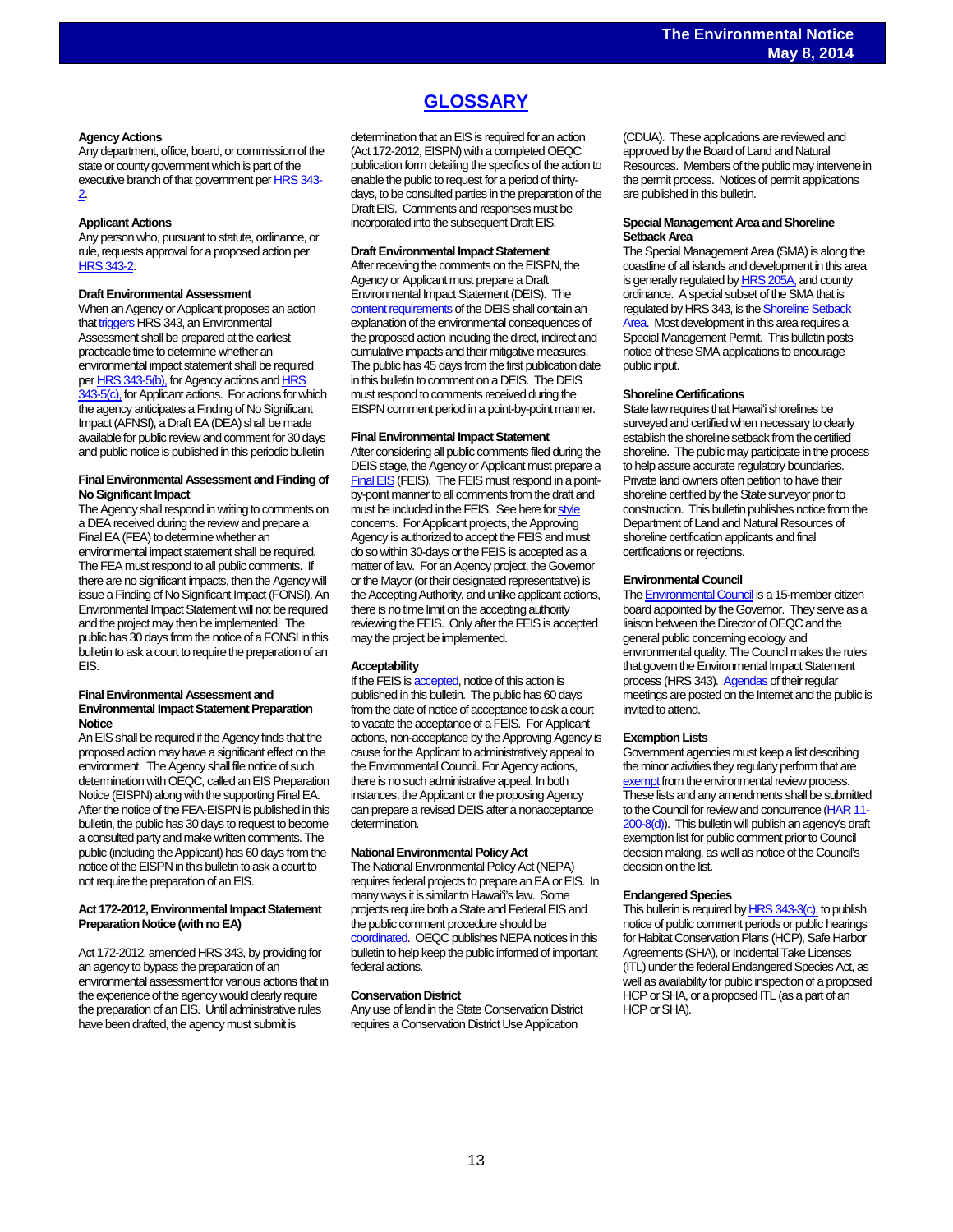# GLOSSARY

### Agency Actions

Any department, office, board, or commission of the state or county government which is part of the executive branch of that government per HRS 343-2.

### Applicant Actions

Any person who, pursuant to statute, ordinance, or rule, requests approval for a proposed action per HRS 343-2.

### Draft Environmental Assessment

When an Agency or Applicant proposes an action that triggers HRS 343, an Environmental Assessment shall be prepared at the earliest practicable time to determine whether an environmental impact statement shall be required per HRS 343-5(b), for Agency actions and HRS 343-5(c), for Applicant actions. For actions for which the agency anticipates a Finding of No Significant Impact (AFNSI), a Draft EA (DEA) shall be made available for public review and comment for 30 days and public notice is published in this periodic bulletin

### Final Environmental Assessment and Finding of No Significant Impact

The Agency shall respond in writing to comments on a DEA received during the review and prepare a Final EA (FEA) to determine whether an environmental impact statement shall be required. The FEA must respond to all public comments. If there are no significant impacts, then the Agency will issue a Finding of No Significant Impact (FONSI). An Environmental Impact Statement will not be required and the project may then be implemented. The public has 30 days from the notice of a FONSI in this bulletin to ask a court to require the preparation of an EIS.

### Final Environmental Assessment and Environmental Impact Statement Preparation Notice

An EIS shall be required if the Agency finds that the proposed action may have a significant effect on the environment. The Agency shall file notice of such determination with OEQC, called an EIS Preparation Notice (EISPN) along with the supporting Final EA. After the notice of the FEA-EISPN is published in this bulletin, the public has 30 days to request to become a consulted party and make written comments. The public (including the Applicant) has 60 days from the notice of the EISPN in this bulletin to ask a court to not require the preparation of an EIS.

### Act 172-2012, Environmental Impact Statement Preparation Notice (with no EA)

Act 172-2012, amended HRS 343, by providing for an agency to bypass the preparation of an environmental assessment for various actions that in the experience of the agency would clearly require the preparation of an EIS. Until administrative rules have been drafted, the agency must submit is determination that an EIS is required for an action (Act 172-2012, EISPN) with a completed OEQC publication form detailing the specifics of the action to enable the public to request for a period of thirty-days, to be consulted parties in the preparation of the Draft EIS. Comments and responses must be incorporated into the subsequent Draft EIS.

### Draft Environmental Impact Statement

After receiving the comments on the EISPN, the Agency or Applicant must prepare a Draft Environmental Impact Statement (DEIS). The content requirements of the DEIS shall contain an explanation of the environmental consequences of the proposed action including the direct, indirect and cumulative impacts and their mitigative measures. The public has 45 days from the first publication date in this bulletin to comment on a DEIS. The DEIS must respond to comments received during the EISPN comment period in a point-by-point manner.

### Final Environmental Impact Statement

After considering all public comments filed during the DEIS stage, the Agency or Applicant must prepare a Final EIS (FEIS). The FEIS must respond in a point-by-point manner to all comments from the draft and must be included in the FEIS. See here for style concerns. For Applicant projects, the Approving Agency is authorized to accept the FEIS and must do so within 30-days or the FEIS is accepted as a matter of law. For an Agency project, the Governor or the Mayor (or their designated representative) is the Accepting Authority, and unlike applicant actions, there is no time limit on the accepting authority reviewing the FEIS. Only after the FEIS is accepted may the project be implemented.

### Acceptability

If the FEIS is accepted, notice of this action is published in this bulletin. The public has 60 days from the date of notice of acceptance to ask a court to vacate the acceptance of a FEIS. For Applicant actions, non-acceptance by the Approving Agency is cause for the Applicant to administratively appeal to the Environmental Council. For Agency actions, there is no such administrative appeal. In both instances, the Applicant or the proposing Agency can prepare a revised DEIS after a nonacceptance determination.

### National Environmental Policy Act

The National Environmental Policy Act (NEPA) requires federal projects to prepare an EA or EIS. In many ways it is similar to Hawai'i's law. Some projects require both a State and Federal EIS and the public comment procedure should be coordinated. OEQC publishes NEPA notices in this bulletin to help keep the public informed of important federal actions.

### Conservation District

Any use of land in the State Conservation District requires a Conservation District Use Application (CDUA). These applications are reviewed and approved by the Board of Land and Natural Resources. Members of the public may intervene in the permit process. Notices of permit applications are published in this bulletin.

### Special Management Area and Shoreline Setback Area

The Special Management Area (SMA) is along the coastline of all islands and development in this area is generally regulated by HRS 205A, and county ordinance. A special subset of the SMA that is regulated by HRS 343, is the Shoreline Setback Area. Most development in this area requires a Special Management Permit. This bulletin posts notice of these SMA applications to encourage public input.

### Shoreline Certifications

State law requires that Hawai'i shorelines be surveyed and certified when necessary to clearly establish the shoreline setback from the certified shoreline. The public may participate in the process to help assure accurate regulatory boundaries. Private land owners often petition to have their shoreline certified by the State surveyor prior to construction. This bulletin publishes notice from the Department of Land and Natural Resources of shoreline certification applicants and final certifications or rejections.

### Environmental Council

The Environmental Council is a 15-member citizen board appointed by the Governor. They serve as a liaison between the Director of OEQC and the general public concerning ecology and environmental quality. The Council makes the rules that govern the Environmental Impact Statement process (HRS 343). Agendas of their regular meetings are posted on the Internet and the public is invited to attend.

### Exemption Lists

Government agencies must keep a list describing the minor activities they regularly perform that are exempt from the environmental review process. These lists and any amendments shall be submitted to the Council for review and concurrence (HAR 11-200-8(d)). This bulletin will publish an agency's draft exemption list for public comment prior to Council decision making, as well as notice of the Council's decision on the list.

### Endangered Species

This bulletin is required by HRS 343-3(c), to publish notice of public comment periods or public hearings for Habitat Conservation Plans (HCP), Safe Harbor Agreements (SHA), or Incidental Take Licenses (ITL) under the federal Endangered Species Act, as well as availability for public inspection of a proposed HCP or SHA, or a proposed ITL (as a part of an HCP or SHA).